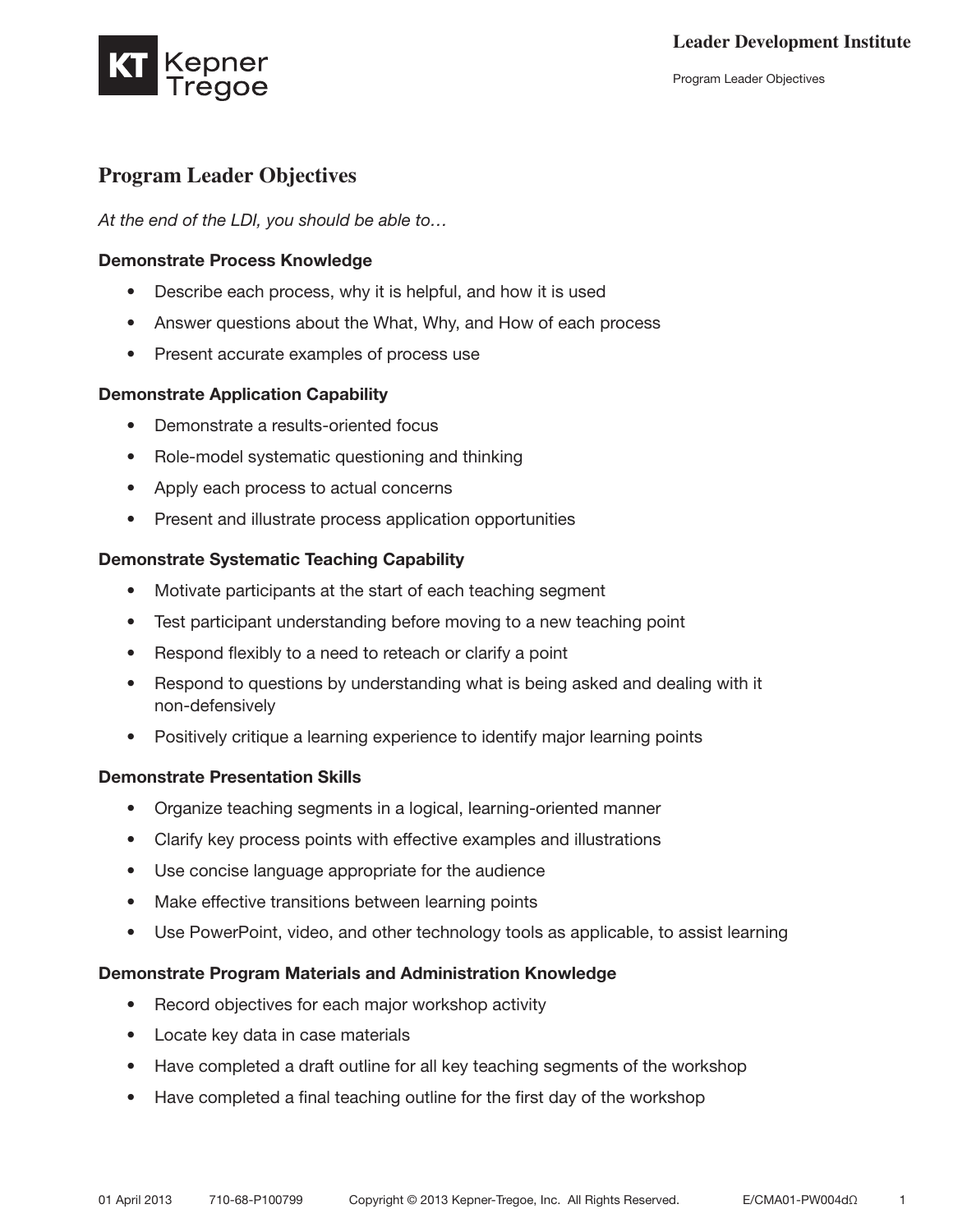# Program Leader Objectives

*At the end of the LDI, you should be able to…*

**Demonstrate Process Knowledge**

- Describe each process, why it is helpful, and how it is used
- Answer questions about the What, Why, and How of each process
- Present accurate examples of process use

**Demonstrate Application Capability**

- Demonstrate a results-oriented focus
- Role-model systematic questioning and thinking
- Apply each process to actual concerns
- Present and illustrate process application opportunities

**Demonstrate Systematic Teaching Capability**

- Motivate participants at the start of each teaching segment
- Test participant understanding before moving to a new teaching point
- Respond flexibly to a need to reteach or clarify a point
- Respond to questions by understanding what is being asked and dealing with it non-defensively
- Positively critique a learning experience to identify major learning points

**Demonstrate Presentation Skills**

- Organize teaching segments in a logical, learning-oriented manner
- Clarify key process points with effective examples and illustrations
- Use concise language appropriate for the audience
- Make effective transitions between learning points
- Use PowerPoint, video, and other technology tools as applicable, to assist learning

**Demonstrate Program Materials and Administration Knowledge**

- Record objectives for each major workshop activity
- Locate key data in case materials
- Have completed a draft outline for all key teaching segments of the workshop
- Have completed a final teaching outline for the first day of the workshop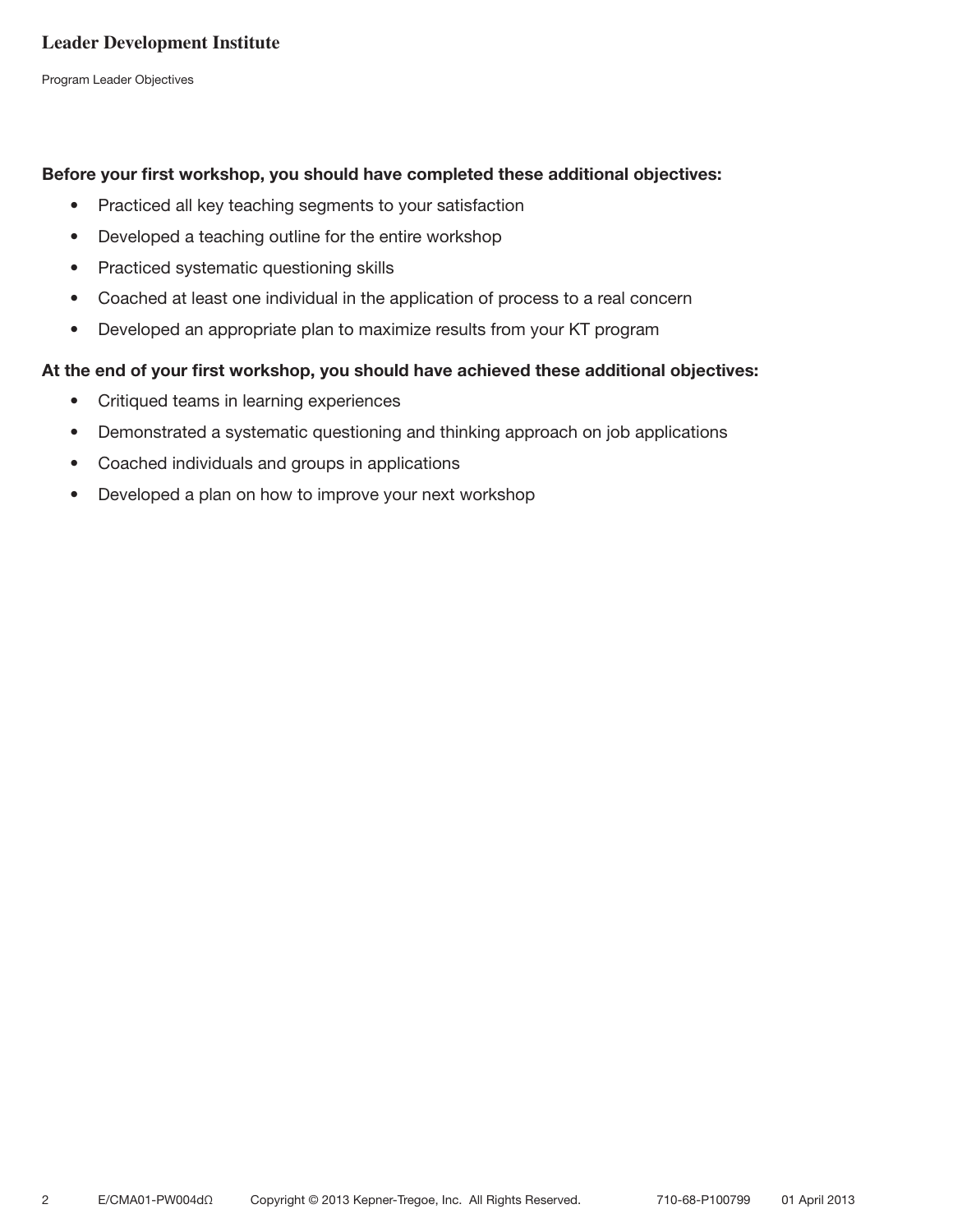**Before your first workshop, you should have completed these additional objectives:**

- Practiced all key teaching segments to your satisfaction
- Developed a teaching outline for the entire workshop
- Practiced systematic questioning skills
- Coached at least one individual in the application of process to a real concern
- Developed an appropriate plan to maximize results from your KT program

**At the end of your first workshop, you should have achieved these additional objectives:**

- Critiqued teams in learning experiences
- Demonstrated a systematic questioning and thinking approach on job applications
- Coached individuals and groups in applications
- Developed a plan on how to improve your next workshop